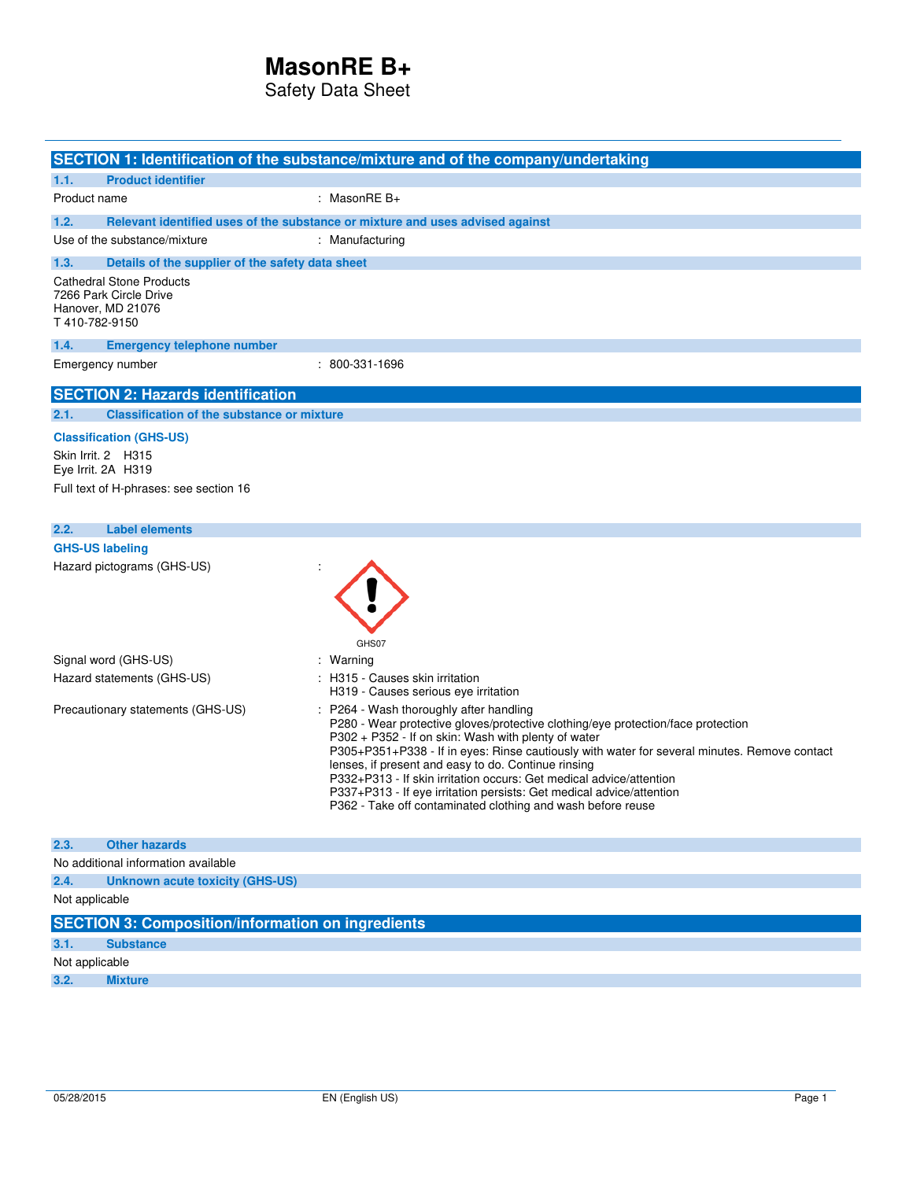# MasonRE B+

Safety Data Sheet

## SECTION 1: Identification of the substance/mixture and of the company/undertaking

### 1.1. Product identifier

Product name : MasonRE B+

### 1.2. Relevant identified uses of the substance or mixture and uses advised against

Use of the substance/mixture : Manufacturing

### 1.3. Details of the supplier of the safety data sheet

Cathedral Stone Products
7266 Park Circle Drive
Hanover, MD 21076
T 410-782-9150

### 1.4. Emergency telephone number

Emergency number : 800-331-1696

## SECTION 2: Hazards identification

### 2.1. Classification of the substance or mixture

**Classification (GHS-US)**

Skin Irrit. 2 H315
Eye Irrit. 2A H319

Full text of H-phrases: see section 16

### 2.2. Label elements

**GHS-US labeling**

Hazard pictograms (GHS-US) :

GHS07

Signal word (GHS-US) : Warning

Hazard statements (GHS-US) : H315 - Causes skin irritation
H319 - Causes serious eye irritation

Precautionary statements (GHS-US) : P264 - Wash thoroughly after handling
P280 - Wear protective gloves/protective clothing/eye protection/face protection
P302 + P352 - If on skin: Wash with plenty of water
P305+P351+P338 - If in eyes: Rinse cautiously with water for several minutes. Remove contact lenses, if present and easy to do. Continue rinsing
P332+P313 - If skin irritation occurs: Get medical advice/attention
P337+P313 - If eye irritation persists: Get medical advice/attention
P362 - Take off contaminated clothing and wash before reuse

### 2.3. Other hazards

No additional information available

### 2.4. Unknown acute toxicity (GHS-US)

Not applicable

## SECTION 3: Composition/information on ingredients

### 3.1. Substance

Not applicable

### 3.2. Mixture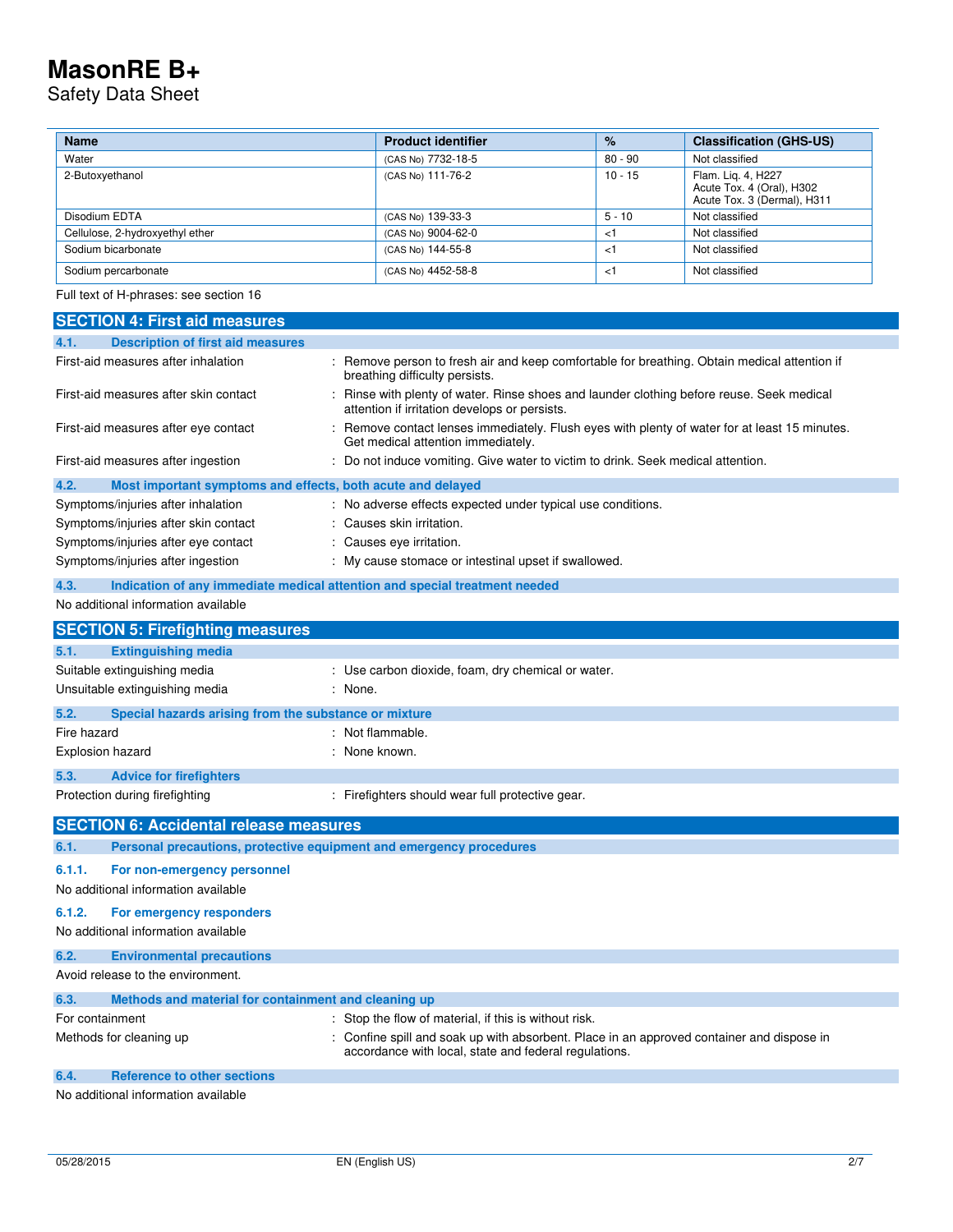| Name | Product identifier | % | Classification (GHS-US) |
|---|---|---|---|
| Water | (CAS No) 7732-18-5 | 80 - 90 | Not classified |
| 2-Butoxyethanol | (CAS No) 111-76-2 | 10 - 15 | Flam. Liq. 4, H227<br>Acute Tox. 4 (Oral), H302<br>Acute Tox. 3 (Dermal), H311 |
| Disodium EDTA | (CAS No) 139-33-3 | 5 - 10 | Not classified |
| Cellulose, 2-hydroxyethyl ether | (CAS No) 9004-62-0 | <1 | Not classified |
| Sodium bicarbonate | (CAS No) 144-55-8 | <1 | Not classified |
| Sodium percarbonate | (CAS No) 4452-58-8 | <1 | Not classified |

Full text of H-phrases: see section 16

## SECTION 4: First aid measures

### 4.1. Description of first aid measures

First-aid measures after inhalation : Remove person to fresh air and keep comfortable for breathing. Obtain medical attention if breathing difficulty persists.

First-aid measures after skin contact : Rinse with plenty of water. Rinse shoes and launder clothing before reuse. Seek medical attention if irritation develops or persists.

First-aid measures after eye contact : Remove contact lenses immediately. Flush eyes with plenty of water for at least 15 minutes. Get medical attention immediately.

First-aid measures after ingestion : Do not induce vomiting. Give water to victim to drink. Seek medical attention.

### 4.2. Most important symptoms and effects, both acute and delayed

Symptoms/injuries after inhalation : No adverse effects expected under typical use conditions.

Symptoms/injuries after skin contact : Causes skin irritation.

Symptoms/injuries after eye contact : Causes eye irritation.

Symptoms/injuries after ingestion : My cause stomace or intestinal upset if swallowed.

### 4.3. Indication of any immediate medical attention and special treatment needed

No additional information available

## SECTION 5: Firefighting measures

### 5.1. Extinguishing media

Suitable extinguishing media : Use carbon dioxide, foam, dry chemical or water.

Unsuitable extinguishing media : None.

### 5.2. Special hazards arising from the substance or mixture

Fire hazard : Not flammable.

Explosion hazard : None known.

### 5.3. Advice for firefighters

Protection during firefighting : Firefighters should wear full protective gear.

## SECTION 6: Accidental release measures

### 6.1. Personal precautions, protective equipment and emergency procedures

#### 6.1.1. For non-emergency personnel

No additional information available

#### 6.1.2. For emergency responders

No additional information available

### 6.2. Environmental precautions

Avoid release to the environment.

### 6.3. Methods and material for containment and cleaning up

For containment : Stop the flow of material, if this is without risk.

Methods for cleaning up : Confine spill and soak up with absorbent. Place in an approved container and dispose in accordance with local, state and federal regulations.

### 6.4. Reference to other sections

No additional information available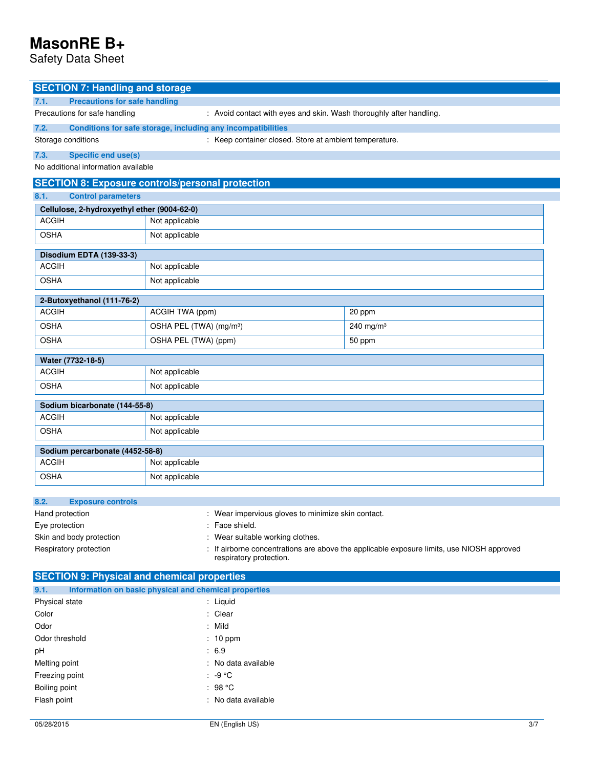## SECTION 7: Handling and storage

### 7.1. Precautions for safe handling

Precautions for safe handling : Avoid contact with eyes and skin. Wash thoroughly after handling.

### 7.2. Conditions for safe storage, including any incompatibilities

Storage conditions : Keep container closed. Store at ambient temperature.

### 7.3. Specific end use(s)

No additional information available

## SECTION 8: Exposure controls/personal protection

### 8.1. Control parameters

| Cellulose, 2-hydroxyethyl ether (9004-62-0) | |
|---|---|
| ACGIH | Not applicable |
| OSHA | Not applicable |

| Disodium EDTA (139-33-3) | |
|---|---|
| ACGIH | Not applicable |
| OSHA | Not applicable |

| 2-Butoxyethanol (111-76-2) | | |
|---|---|---|
| ACGIH | ACGIH TWA (ppm) | 20 ppm |
| OSHA | OSHA PEL (TWA) (mg/m³) | 240 mg/m³ |
| OSHA | OSHA PEL (TWA) (ppm) | 50 ppm |

| Water (7732-18-5) | |
|---|---|
| ACGIH | Not applicable |
| OSHA | Not applicable |

| Sodium bicarbonate (144-55-8) | |
|---|---|
| ACGIH | Not applicable |
| OSHA | Not applicable |

| Sodium percarbonate (4452-58-8) | |
|---|---|
| ACGIH | Not applicable |
| OSHA | Not applicable |

### 8.2. Exposure controls

Hand protection : Wear impervious gloves to minimize skin contact.

Eye protection : Face shield.

Skin and body protection : Wear suitable working clothes.

Respiratory protection : If airborne concentrations are above the applicable exposure limits, use NIOSH approved respiratory protection.

## SECTION 9: Physical and chemical properties

### 9.1. Information on basic physical and chemical properties

Physical state : Liquid

Color : Clear

Odor : Mild

Odor threshold : 10 ppm

pH : 6.9

Melting point : No data available

Freezing point : -9 °C

Boiling point : 98 °C

Flash point : No data available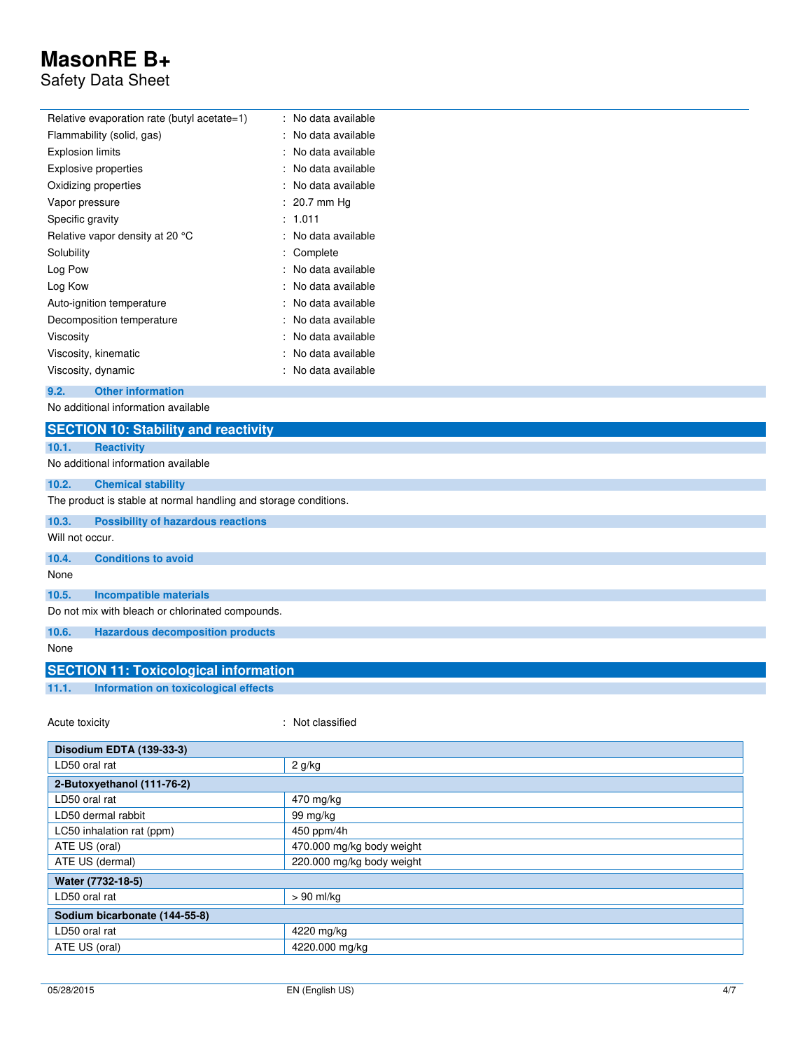| | |
|---|---|
| Relative evaporation rate (butyl acetate=1) | : No data available |
| Flammability (solid, gas) | : No data available |
| Explosion limits | : No data available |
| Explosive properties | : No data available |
| Oxidizing properties | : No data available |
| Vapor pressure | : 20.7 mm Hg |
| Specific gravity | : 1.011 |
| Relative vapor density at 20 °C | : No data available |
| Solubility | : Complete |
| Log Pow | : No data available |
| Log Kow | : No data available |
| Auto-ignition temperature | : No data available |
| Decomposition temperature | : No data available |
| Viscosity | : No data available |
| Viscosity, kinematic | : No data available |
| Viscosity, dynamic | : No data available |

### 9.2. Other information

No additional information available

## SECTION 10: Stability and reactivity

### 10.1. Reactivity

No additional information available

### 10.2. Chemical stability

The product is stable at normal handling and storage conditions.

### 10.3. Possibility of hazardous reactions

Will not occur.

### 10.4. Conditions to avoid

None

### 10.5. Incompatible materials

Do not mix with bleach or chlorinated compounds.

### 10.6. Hazardous decomposition products

None

## SECTION 11: Toxicological information

### 11.1. Information on toxicological effects

Acute toxicity : Not classified

| **Disodium EDTA (139-33-3)** | |
|---|---|
| LD50 oral rat | 2 g/kg |
| **2-Butoxyethanol (111-76-2)** | |
| LD50 oral rat | 470 mg/kg |
| LD50 dermal rabbit | 99 mg/kg |
| LC50 inhalation rat (ppm) | 450 ppm/4h |
| ATE US (oral) | 470.000 mg/kg body weight |
| ATE US (dermal) | 220.000 mg/kg body weight |
| **Water (7732-18-5)** | |
| LD50 oral rat | > 90 ml/kg |
| **Sodium bicarbonate (144-55-8)** | |
| LD50 oral rat | 4220 mg/kg |
| ATE US (oral) | 4220.000 mg/kg |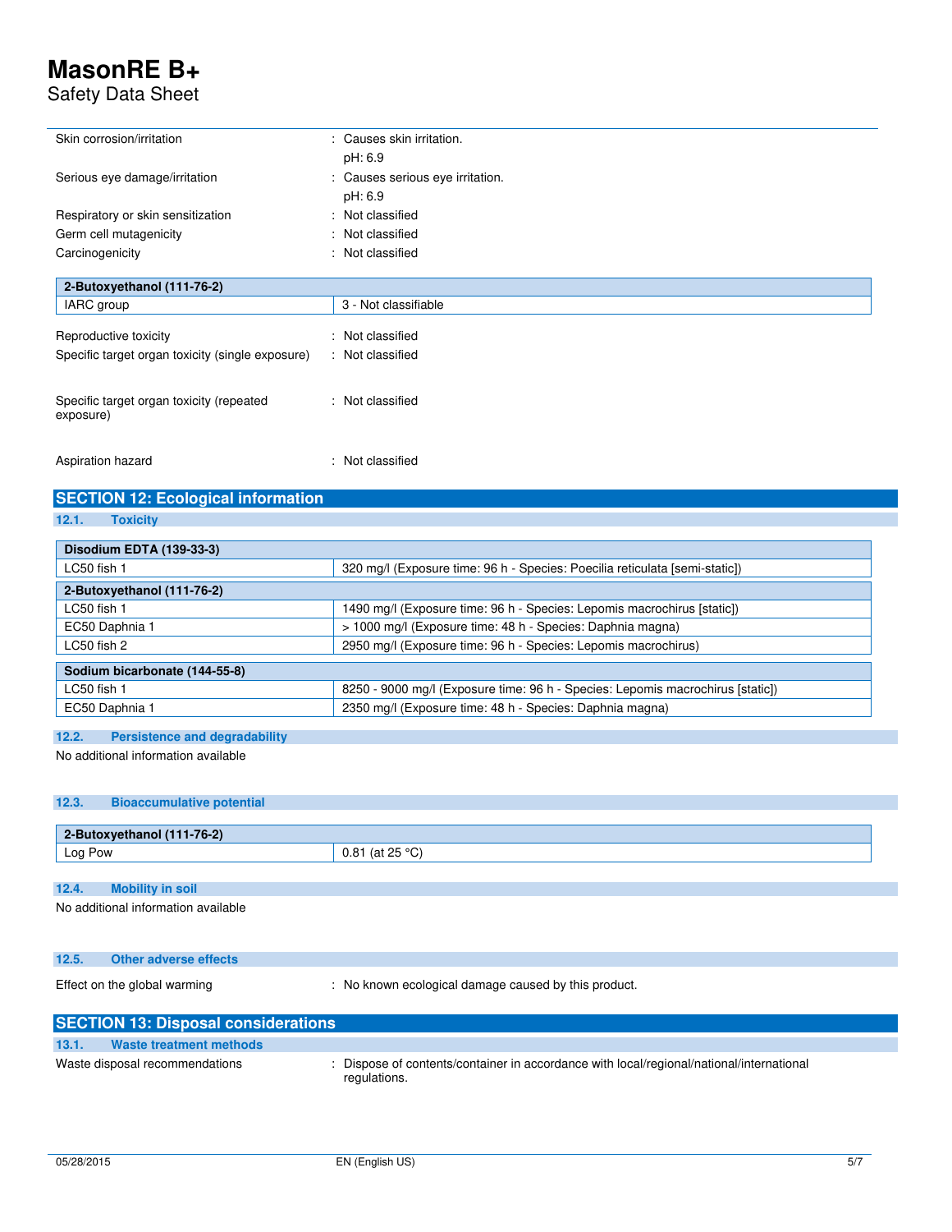Skin corrosion/irritation : Causes skin irritation.
pH: 6.9

Serious eye damage/irritation : Causes serious eye irritation.
pH: 6.9

Respiratory or skin sensitization : Not classified

Germ cell mutagenicity : Not classified

Carcinogenicity : Not classified

| 2-Butoxyethanol (111-76-2) | |
|---|---|
| IARC group | 3 - Not classifiable |

Reproductive toxicity : Not classified

Specific target organ toxicity (single exposure) : Not classified

Specific target organ toxicity (repeated exposure) : Not classified

Aspiration hazard : Not classified

## SECTION 12: Ecological information

### 12.1. Toxicity

| Disodium EDTA (139-33-3) | |
|---|---|
| LC50 fish 1 | 320 mg/l (Exposure time: 96 h - Species: Poecilia reticulata [semi-static]) |
| **2-Butoxyethanol (111-76-2)** | |
| LC50 fish 1 | 1490 mg/l (Exposure time: 96 h - Species: Lepomis macrochirus [static]) |
| EC50 Daphnia 1 | > 1000 mg/l (Exposure time: 48 h - Species: Daphnia magna) |
| LC50 fish 2 | 2950 mg/l (Exposure time: 96 h - Species: Lepomis macrochirus) |

| Sodium bicarbonate (144-55-8) | |
|---|---|
| LC50 fish 1 | 8250 - 9000 mg/l (Exposure time: 96 h - Species: Lepomis macrochirus [static]) |
| EC50 Daphnia 1 | 2350 mg/l (Exposure time: 48 h - Species: Daphnia magna) |

### 12.2. Persistence and degradability

No additional information available

### 12.3. Bioaccumulative potential

| 2-Butoxyethanol (111-76-2) | |
|---|---|
| Log Pow | 0.81 (at 25 °C) |

### 12.4. Mobility in soil

No additional information available

### 12.5. Other adverse effects

Effect on the global warming : No known ecological damage caused by this product.

## SECTION 13: Disposal considerations

### 13.1. Waste treatment methods

Waste disposal recommendations : Dispose of contents/container in accordance with local/regional/national/international regulations.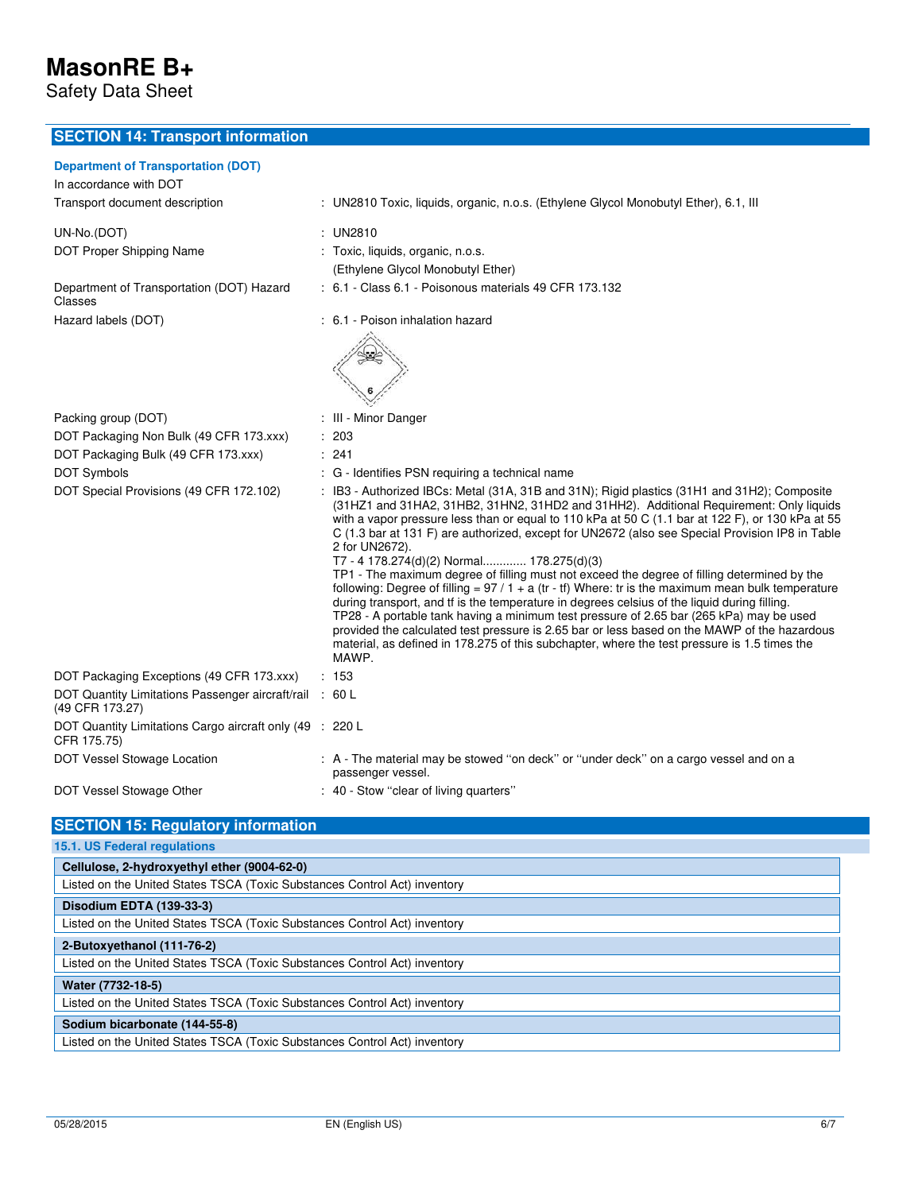## SECTION 14: Transport information

### Department of Transportation (DOT)

In accordance with DOT

| | |
|---|---|
| Transport document description | : UN2810 Toxic, liquids, organic, n.o.s. (Ethylene Glycol Monobutyl Ether), 6.1, III |
| UN-No.(DOT) | : UN2810 |
| DOT Proper Shipping Name | : Toxic, liquids, organic, n.o.s. (Ethylene Glycol Monobutyl Ether) |
| Department of Transportation (DOT) Hazard Classes | : 6.1 - Class 6.1 - Poisonous materials 49 CFR 173.132 |
| Hazard labels (DOT) | : 6.1 - Poison inhalation hazard |
| Packing group (DOT) | : III - Minor Danger |
| DOT Packaging Non Bulk (49 CFR 173.xxx) | : 203 |
| DOT Packaging Bulk (49 CFR 173.xxx) | : 241 |
| DOT Symbols | : G - Identifies PSN requiring a technical name |
| DOT Special Provisions (49 CFR 172.102) | : IB3 - Authorized IBCs: Metal (31A, 31B and 31N); Rigid plastics (31H1 and 31H2); Composite (31HZ1 and 31HA2, 31HB2, 31HN2, 31HD2 and 31HH2). Additional Requirement: Only liquids with a vapor pressure less than or equal to 110 kPa at 50 C (1.1 bar at 122 F), or 130 kPa at 55 C (1.3 bar at 131 F) are authorized, except for UN2672 (also see Special Provision IP8 in Table 2 for UN2672).<br>T7 - 4 178.274(d)(2) Normal............ 178.275(d)(3)<br>TP1 - The maximum degree of filling must not exceed the degree of filling determined by the following: Degree of filling = 97 / 1 + a (tr - tf) Where: tr is the maximum mean bulk temperature during transport, and tf is the temperature in degrees celsius of the liquid during filling.<br>TP28 - A portable tank having a minimum test pressure of 2.65 bar (265 kPa) may be used provided the calculated test pressure is 2.65 bar or less based on the MAWP of the hazardous material, as defined in 178.275 of this subchapter, where the test pressure is 1.5 times the MAWP. |
| DOT Packaging Exceptions (49 CFR 173.xxx) | : 153 |
| DOT Quantity Limitations Passenger aircraft/rail (49 CFR 173.27) | : 60 L |
| DOT Quantity Limitations Cargo aircraft only (49 CFR 175.75) | : 220 L |
| DOT Vessel Stowage Location | : A - The material may be stowed "on deck" or "under deck" on a cargo vessel and on a passenger vessel. |
| DOT Vessel Stowage Other | : 40 - Stow "clear of living quarters" |

## SECTION 15: Regulatory information

### 15.1. US Federal regulations

| Cellulose, 2-hydroxyethyl ether (9004-62-0) |
|---|
| Listed on the United States TSCA (Toxic Substances Control Act) inventory |

| Disodium EDTA (139-33-3) |
|---|
| Listed on the United States TSCA (Toxic Substances Control Act) inventory |

| 2-Butoxyethanol (111-76-2) |
|---|
| Listed on the United States TSCA (Toxic Substances Control Act) inventory |

| Water (7732-18-5) |
|---|
| Listed on the United States TSCA (Toxic Substances Control Act) inventory |

| Sodium bicarbonate (144-55-8) |
|---|
| Listed on the United States TSCA (Toxic Substances Control Act) inventory |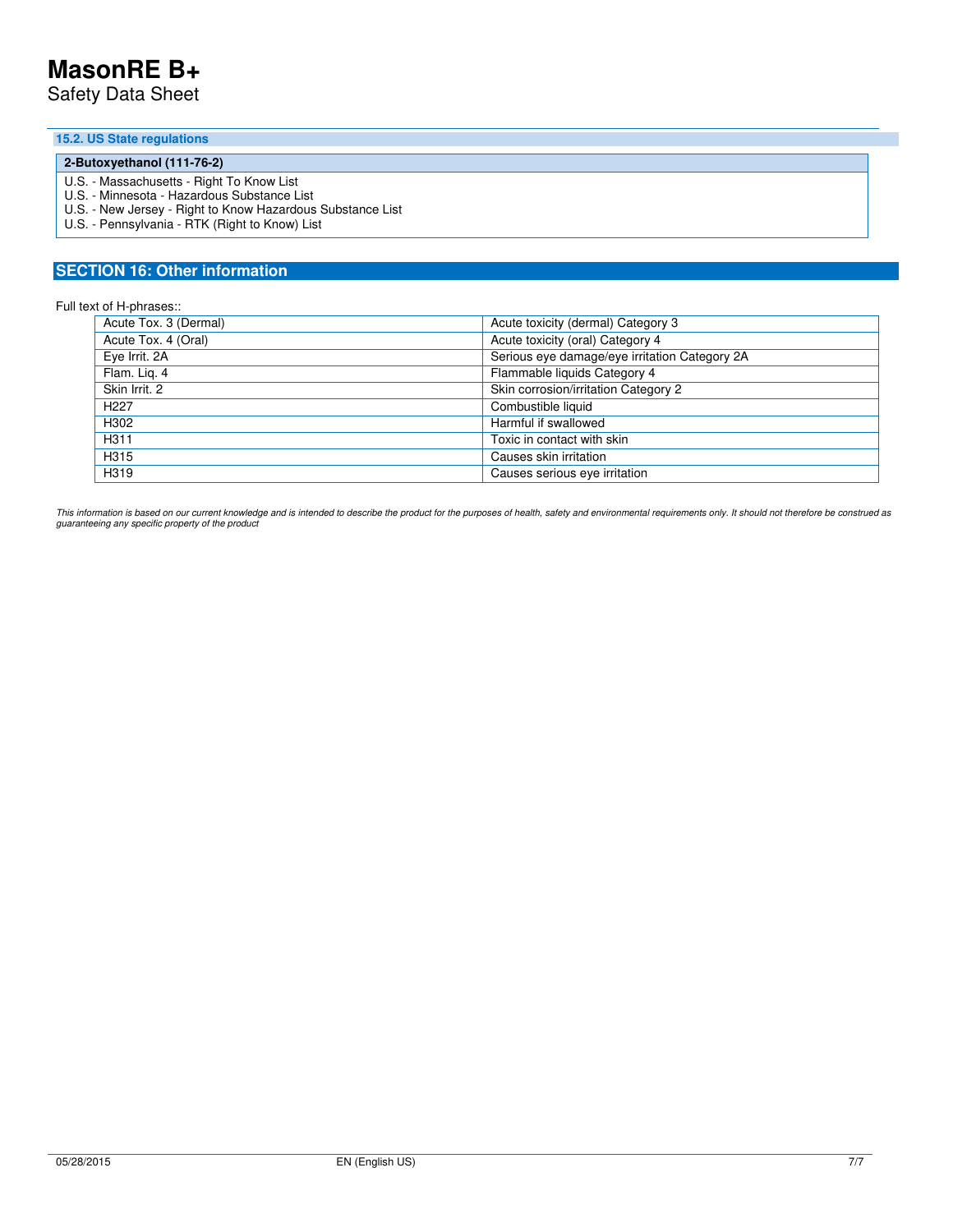### 15.2. US State regulations

| 2-Butoxyethanol (111-76-2) |
|---|
| U.S. - Massachusetts - Right To Know List<br>U.S. - Minnesota - Hazardous Substance List<br>U.S. - New Jersey - Right to Know Hazardous Substance List<br>U.S. - Pennsylvania - RTK (Right to Know) List |

## SECTION 16: Other information

Full text of H-phrases::

| | |
|---|---|
| Acute Tox. 3 (Dermal) | Acute toxicity (dermal) Category 3 |
| Acute Tox. 4 (Oral) | Acute toxicity (oral) Category 4 |
| Eye Irrit. 2A | Serious eye damage/eye irritation Category 2A |
| Flam. Liq. 4 | Flammable liquids Category 4 |
| Skin Irrit. 2 | Skin corrosion/irritation Category 2 |
| H227 | Combustible liquid |
| H302 | Harmful if swallowed |
| H311 | Toxic in contact with skin |
| H315 | Causes skin irritation |
| H319 | Causes serious eye irritation |

*This information is based on our current knowledge and is intended to describe the product for the purposes of health, safety and environmental requirements only. It should not therefore be construed as guaranteeing any specific property of the product*